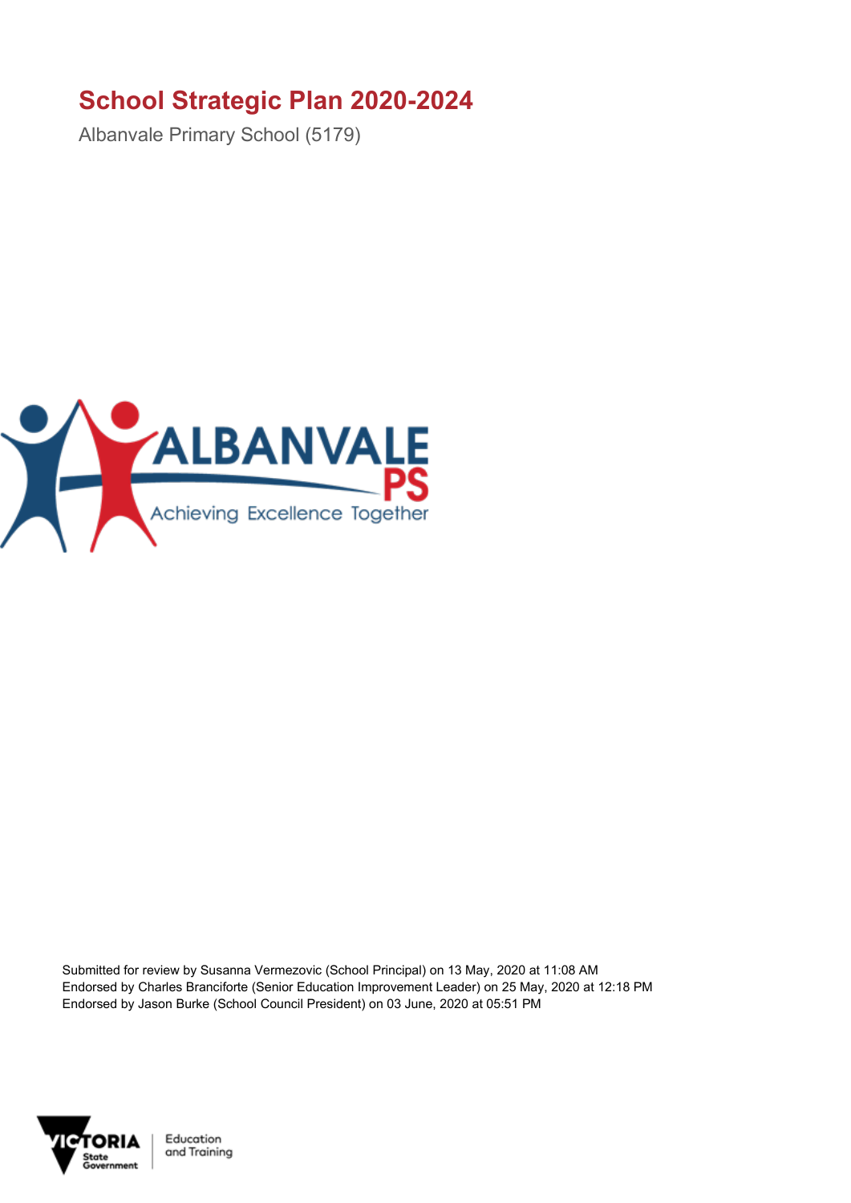# School Strategic Plan 2020-2024

Albanvale Primary School (5179)

Submitted for review by Susanna Vermezovic (School Principal) on 13 May, 2020 at 11:08 AM
Endorsed by Charles Branciforte (Senior Education Improvement Leader) on 25 May, 2020 at 12:18 PM
Endorsed by Jason Burke (School Council President) on 03 June, 2020 at 05:51 PM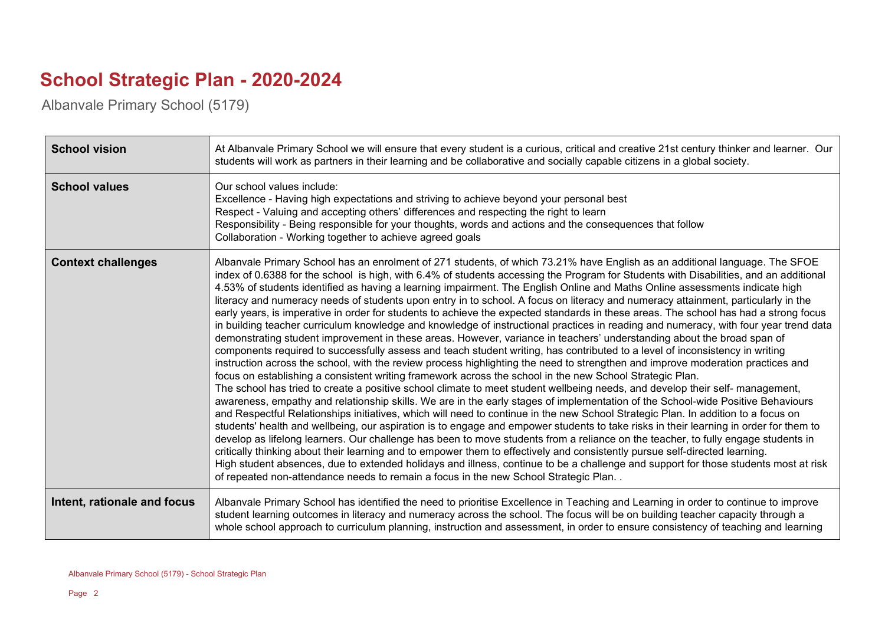# School Strategic Plan - 2020-2024

Albanvale Primary School (5179)

| | |
|---|---|
| **School vision** | At Albanvale Primary School we will ensure that every student is a curious, critical and creative 21st century thinker and learner. Our students will work as partners in their learning and be collaborative and socially capable citizens in a global society. |
| **School values** | Our school values include:<br>Excellence - Having high expectations and striving to achieve beyond your personal best<br>Respect - Valuing and accepting others' differences and respecting the right to learn<br>Responsibility - Being responsible for your thoughts, words and actions and the consequences that follow<br>Collaboration - Working together to achieve agreed goals |
| **Context challenges** | Albanvale Primary School has an enrolment of 271 students, of which 73.21% have English as an additional language. The SFOE index of 0.6388 for the school is high, with 6.4% of students accessing the Program for Students with Disabilities, and an additional 4.53% of students identified as having a learning impairment. The English Online and Maths Online assessments indicate high literacy and numeracy needs of students upon entry in to school. A focus on literacy and numeracy attainment, particularly in the early years, is imperative in order for students to achieve the expected standards in these areas. The school has had a strong focus in building teacher curriculum knowledge and knowledge of instructional practices in reading and numeracy, with four year trend data demonstrating student improvement in these areas. However, variance in teachers' understanding about the broad span of components required to successfully assess and teach student writing, has contributed to a level of inconsistency in writing instruction across the school, with the review process highlighting the need to strengthen and improve moderation practices and focus on establishing a consistent writing framework across the school in the new School Strategic Plan.<br>The school has tried to create a positive school climate to meet student wellbeing needs, and develop their self- management, awareness, empathy and relationship skills. We are in the early stages of implementation of the School-wide Positive Behaviours and Respectful Relationships initiatives, which will need to continue in the new School Strategic Plan. In addition to a focus on students' health and wellbeing, our aspiration is to engage and empower students to take risks in their learning in order for them to develop as lifelong learners. Our challenge has been to move students from a reliance on the teacher, to fully engage students in critically thinking about their learning and to empower them to effectively and consistently pursue self-directed learning.<br>High student absences, due to extended holidays and illness, continue to be a challenge and support for those students most at risk of repeated non-attendance needs to remain a focus in the new School Strategic Plan. . |
| **Intent, rationale and focus** | Albanvale Primary School has identified the need to prioritise Excellence in Teaching and Learning in order to continue to improve student learning outcomes in literacy and numeracy across the school. The focus will be on building teacher capacity through a whole school approach to curriculum planning, instruction and assessment, in order to ensure consistency of teaching and learning |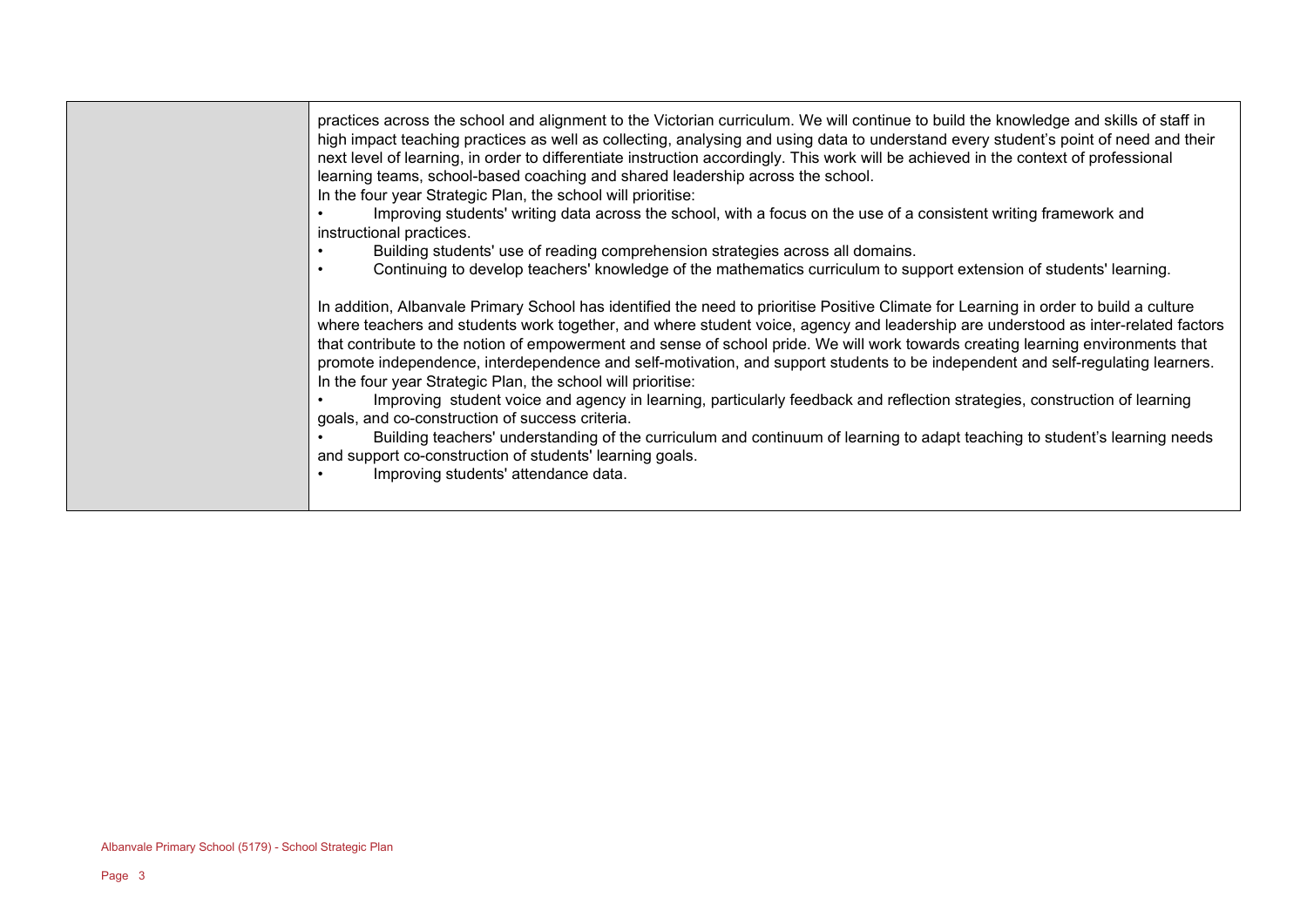| | |
|---|---|
| | practices across the school and alignment to the Victorian curriculum. We will continue to build the knowledge and skills of staff in high impact teaching practices as well as collecting, analysing and using data to understand every student's point of need and their next level of learning, in order to differentiate instruction accordingly. This work will be achieved in the context of professional learning teams, school-based coaching and shared leadership across the school.<br>In the four year Strategic Plan, the school will prioritise:<br>• Improving students' writing data across the school, with a focus on the use of a consistent writing framework and instructional practices.<br>• Building students' use of reading comprehension strategies across all domains.<br>• Continuing to develop teachers' knowledge of the mathematics curriculum to support extension of students' learning.<br><br>In addition, Albanvale Primary School has identified the need to prioritise Positive Climate for Learning in order to build a culture where teachers and students work together, and where student voice, agency and leadership are understood as inter-related factors that contribute to the notion of empowerment and sense of school pride. We will work towards creating learning environments that promote independence, interdependence and self-motivation, and support students to be independent and self-regulating learners.<br>In the four year Strategic Plan, the school will prioritise:<br>• Improving student voice and agency in learning, particularly feedback and reflection strategies, construction of learning goals, and co-construction of success criteria.<br>• Building teachers' understanding of the curriculum and continuum of learning to adapt teaching to student's learning needs and support co-construction of students' learning goals.<br>• Improving students' attendance data. |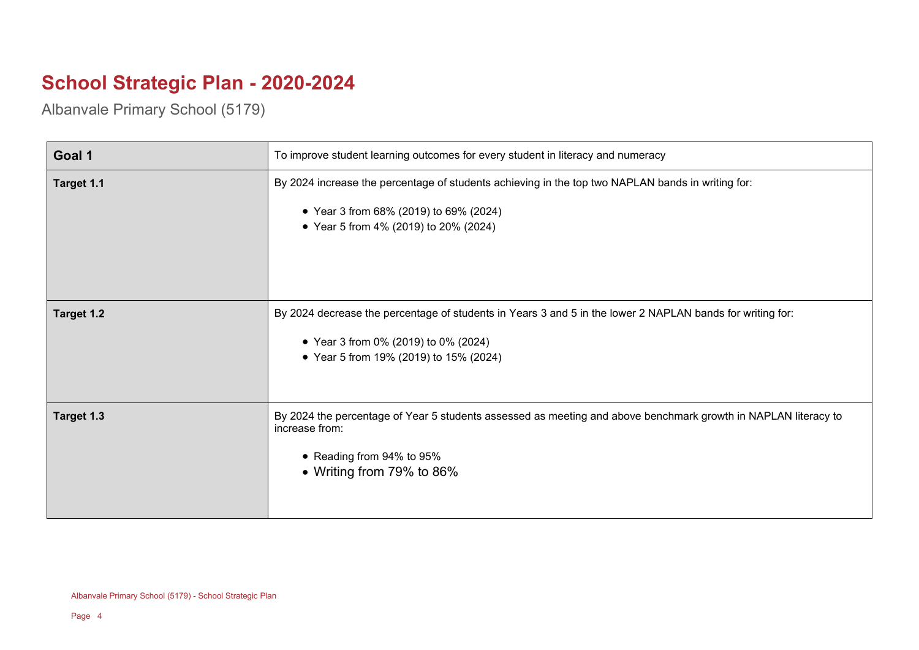# School Strategic Plan - 2020-2024

Albanvale Primary School (5179)

| Goal 1 | To improve student learning outcomes for every student in literacy and numeracy |
|---|---|
| Target 1.1 | By 2024 increase the percentage of students achieving in the top two NAPLAN bands in writing for:<br><br>• Year 3 from 68% (2019) to 69% (2024)<br>• Year 5 from 4% (2019) to 20% (2024) |
| Target 1.2 | By 2024 decrease the percentage of students in Years 3 and 5 in the lower 2 NAPLAN bands for writing for:<br><br>• Year 3 from 0% (2019) to 0% (2024)<br>• Year 5 from 19% (2019) to 15% (2024) |
| Target 1.3 | By 2024 the percentage of Year 5 students assessed as meeting and above benchmark growth in NAPLAN literacy to increase from:<br><br>• Reading from 94% to 95%<br>• Writing from 79% to 86% |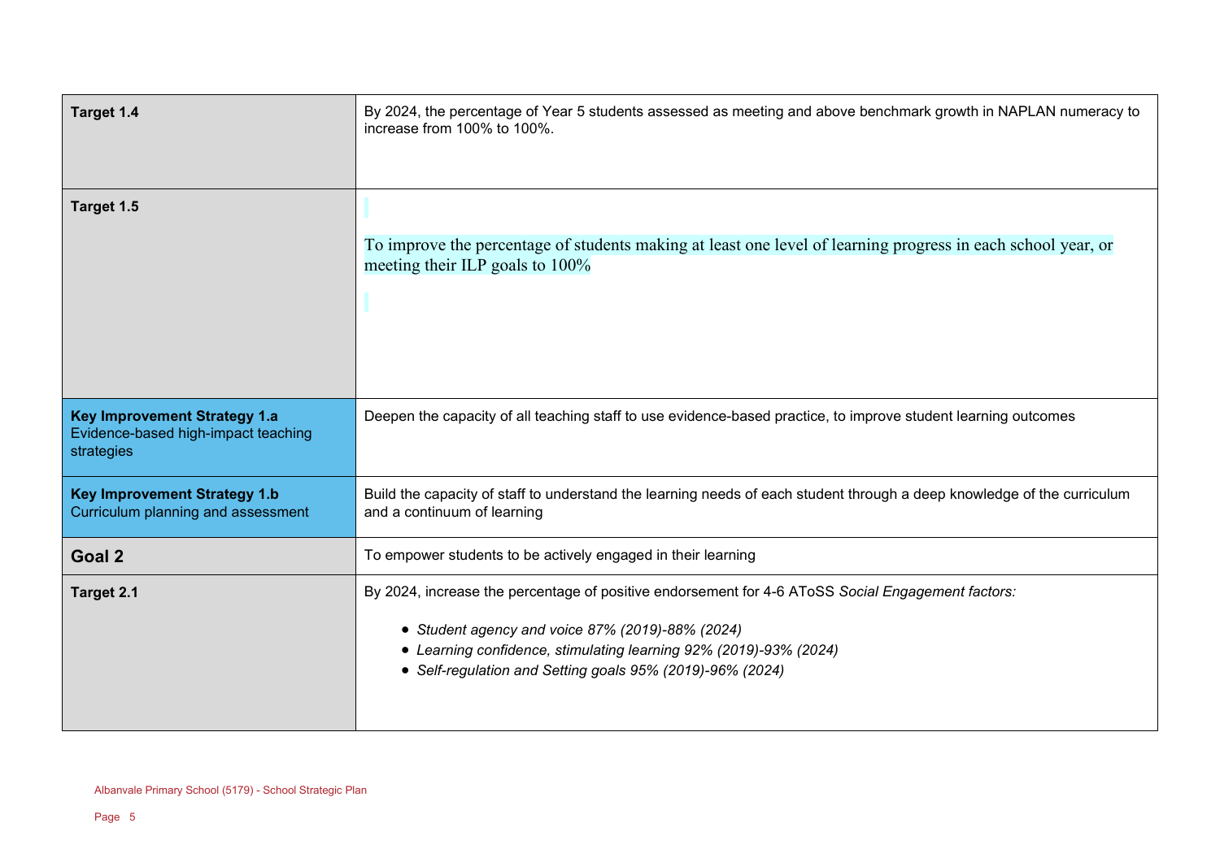| | |
|---|---|
| **Target 1.4** | By 2024, the percentage of Year 5 students assessed as meeting and above benchmark growth in NAPLAN numeracy to increase from 100% to 100%. |
| **Target 1.5** | To improve the percentage of students making at least one level of learning progress in each school year, or meeting their ILP goals to 100% |
| **Key Improvement Strategy 1.a** Evidence-based high-impact teaching strategies | Deepen the capacity of all teaching staff to use evidence-based practice, to improve student learning outcomes |
| **Key Improvement Strategy 1.b** Curriculum planning and assessment | Build the capacity of staff to understand the learning needs of each student through a deep knowledge of the curriculum and a continuum of learning |
| **Goal 2** | To empower students to be actively engaged in their learning |
| **Target 2.1** | By 2024, increase the percentage of positive endorsement for 4-6 AToSS *Social Engagement factors:* <br>• *Student agency and voice 87% (2019)-88% (2024)* <br>• *Learning confidence, stimulating learning 92% (2019)-93% (2024)* <br>• *Self-regulation and Setting goals 95% (2019)-96% (2024)* |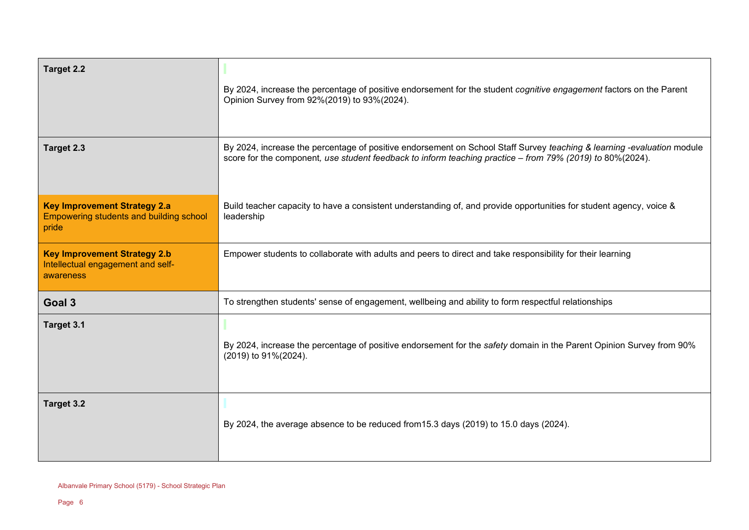| | |
|---|---|
| **Target 2.2** | By 2024, increase the percentage of positive endorsement for the student *cognitive engagement* factors on the Parent Opinion Survey from 92%(2019) to 93%(2024). |
| **Target 2.3** | By 2024, increase the percentage of positive endorsement on School Staff Survey *teaching & learning -evaluation* module score for the component*, use student feedback to inform teaching practice – from 79% (2019) to* 80%(2024). |
| **Key Improvement Strategy 2.a** Empowering students and building school pride | Build teacher capacity to have a consistent understanding of, and provide opportunities for student agency, voice & leadership |
| **Key Improvement Strategy 2.b** Intellectual engagement and self-awareness | Empower students to collaborate with adults and peers to direct and take responsibility for their learning |
| **Goal 3** | To strengthen students' sense of engagement, wellbeing and ability to form respectful relationships |
| **Target 3.1** | By 2024, increase the percentage of positive endorsement for the *safety* domain in the Parent Opinion Survey from 90% (2019) to 91%(2024). |
| **Target 3.2** | By 2024, the average absence to be reduced from15.3 days (2019) to 15.0 days (2024). |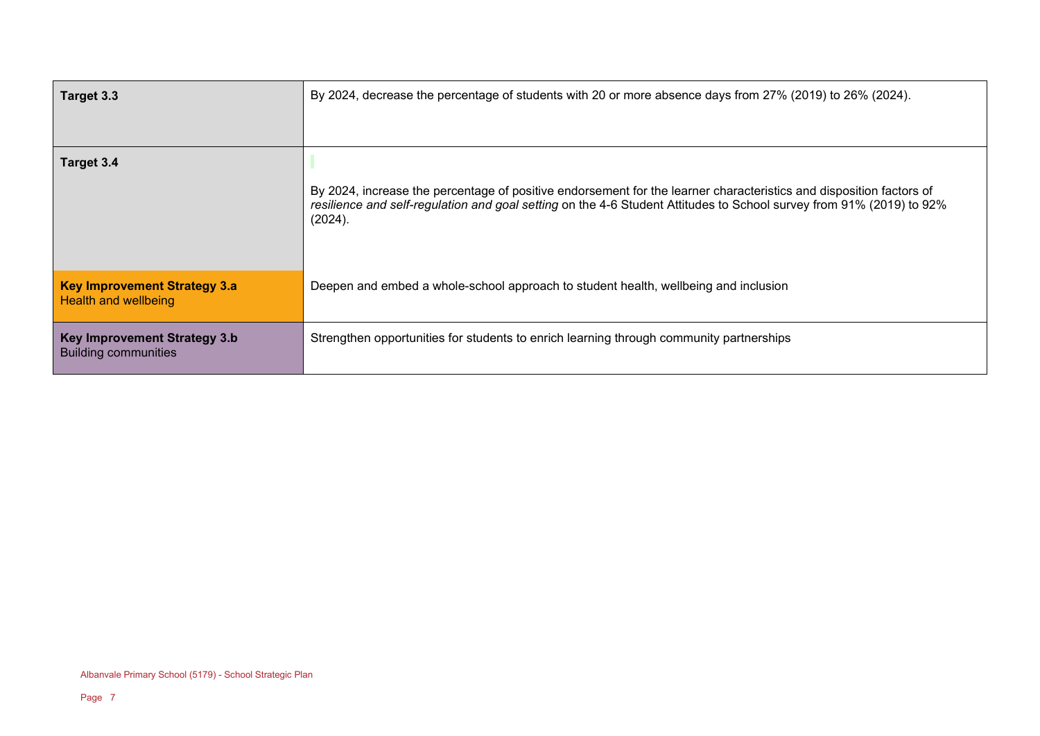| | |
|---|---|
| **Target 3.3** | By 2024, decrease the percentage of students with 20 or more absence days from 27% (2019) to 26% (2024). |
| **Target 3.4** | By 2024, increase the percentage of positive endorsement for the learner characteristics and disposition factors of *resilience and self-regulation and goal setting* on the 4-6 Student Attitudes to School survey from 91% (2019) to 92% (2024). |
| **Key Improvement Strategy 3.a** Health and wellbeing | Deepen and embed a whole-school approach to student health, wellbeing and inclusion |
| **Key Improvement Strategy 3.b** Building communities | Strengthen opportunities for students to enrich learning through community partnerships |